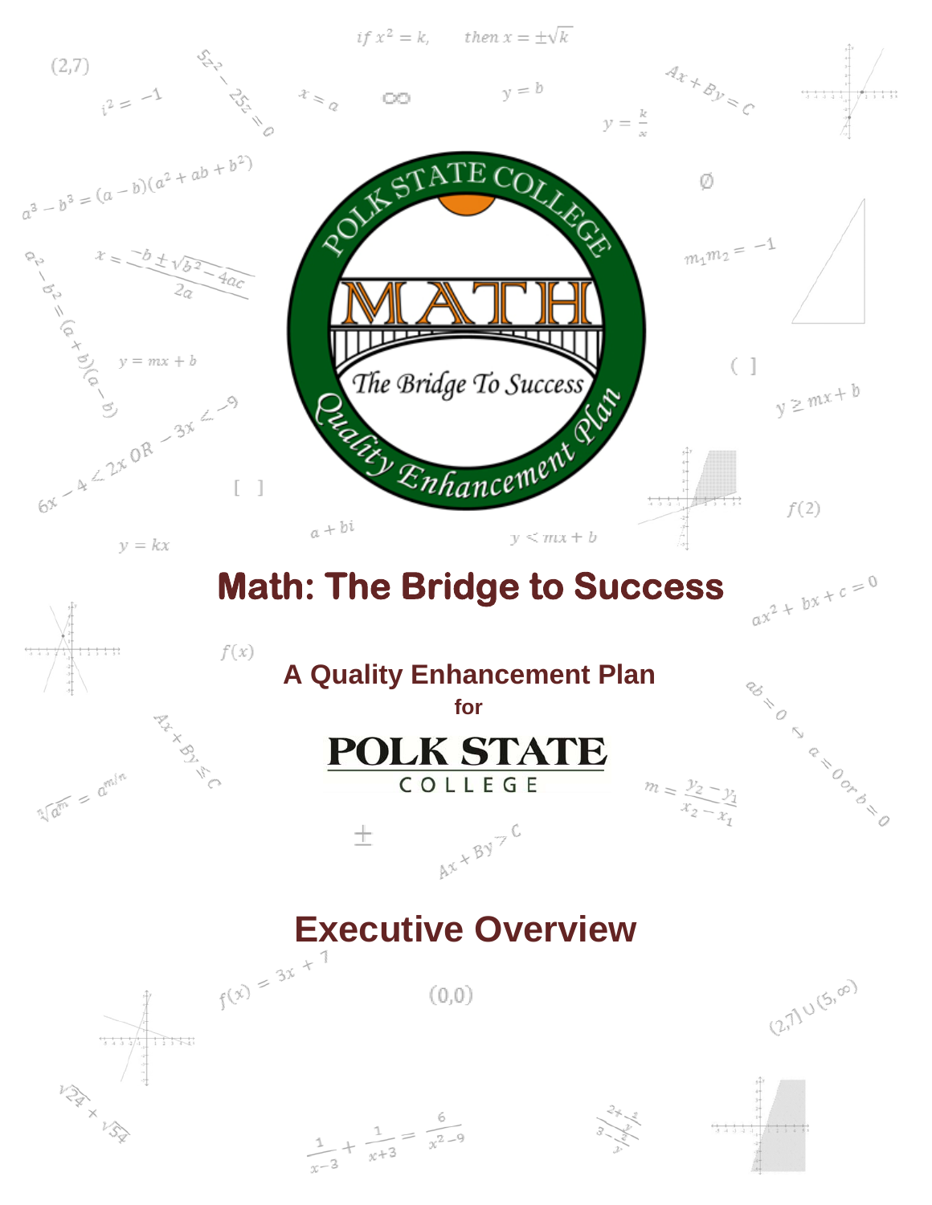# Math: The Bridge to Success

## A Quality Enhancement Plan

**for**

**POLK STATE COLLEGE**

# Executive Overview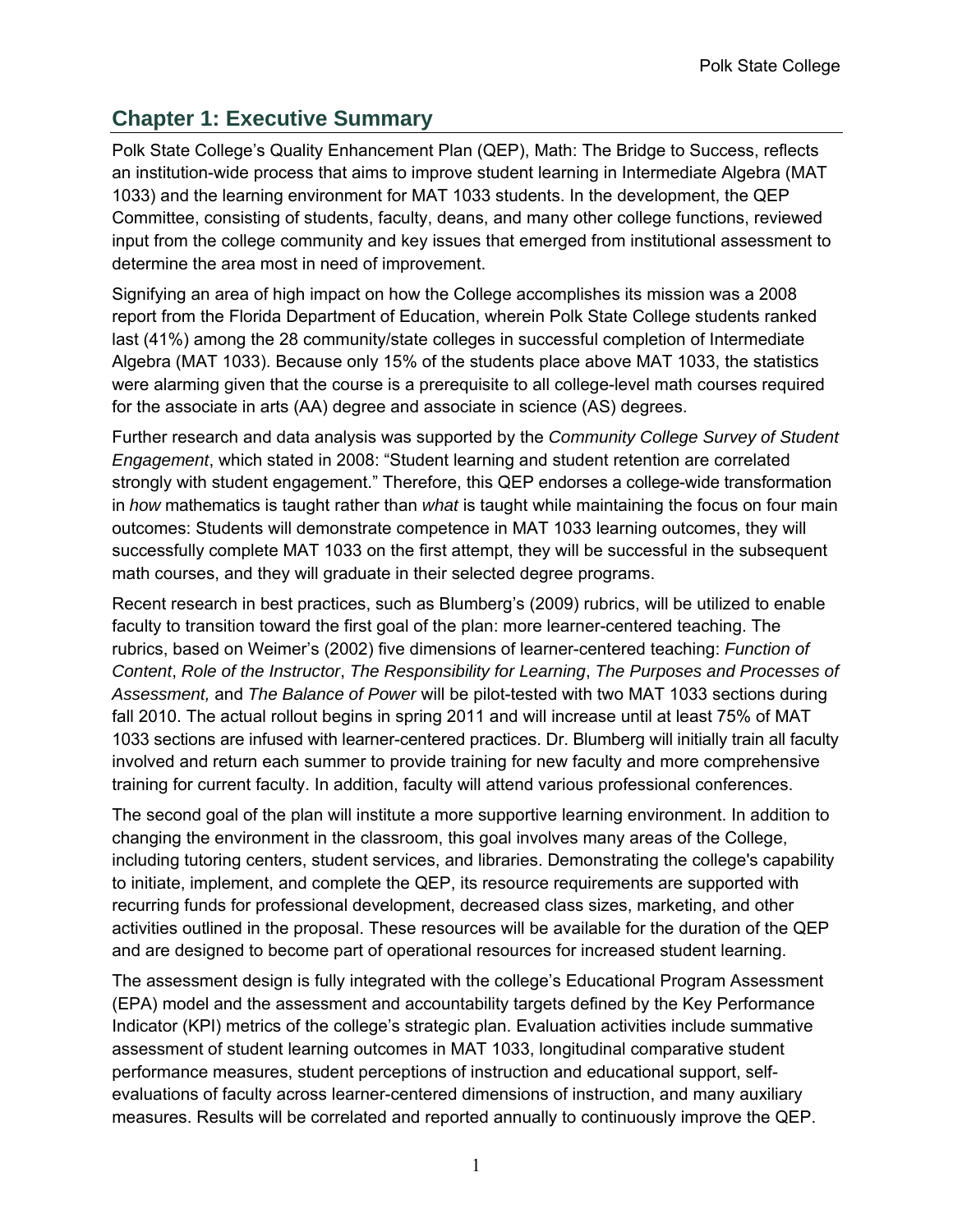## Chapter 1: Executive Summary

Polk State College's Quality Enhancement Plan (QEP), Math: The Bridge to Success, reflects an institution-wide process that aims to improve student learning in Intermediate Algebra (MAT 1033) and the learning environment for MAT 1033 students. In the development, the QEP Committee, consisting of students, faculty, deans, and many other college functions, reviewed input from the college community and key issues that emerged from institutional assessment to determine the area most in need of improvement.

Signifying an area of high impact on how the College accomplishes its mission was a 2008 report from the Florida Department of Education, wherein Polk State College students ranked last (41%) among the 28 community/state colleges in successful completion of Intermediate Algebra (MAT 1033). Because only 15% of the students place above MAT 1033, the statistics were alarming given that the course is a prerequisite to all college-level math courses required for the associate in arts (AA) degree and associate in science (AS) degrees.

Further research and data analysis was supported by the *Community College Survey of Student Engagement*, which stated in 2008: "Student learning and student retention are correlated strongly with student engagement." Therefore, this QEP endorses a college-wide transformation in *how* mathematics is taught rather than *what* is taught while maintaining the focus on four main outcomes: Students will demonstrate competence in MAT 1033 learning outcomes, they will successfully complete MAT 1033 on the first attempt, they will be successful in the subsequent math courses, and they will graduate in their selected degree programs.

Recent research in best practices, such as Blumberg's (2009) rubrics, will be utilized to enable faculty to transition toward the first goal of the plan: more learner-centered teaching. The rubrics, based on Weimer's (2002) five dimensions of learner-centered teaching: *Function of Content*, *Role of the Instructor*, *The Responsibility for Learning*, *The Purposes and Processes of Assessment,* and *The Balance of Power* will be pilot-tested with two MAT 1033 sections during fall 2010. The actual rollout begins in spring 2011 and will increase until at least 75% of MAT 1033 sections are infused with learner-centered practices. Dr. Blumberg will initially train all faculty involved and return each summer to provide training for new faculty and more comprehensive training for current faculty. In addition, faculty will attend various professional conferences.

The second goal of the plan will institute a more supportive learning environment. In addition to changing the environment in the classroom, this goal involves many areas of the College, including tutoring centers, student services, and libraries. Demonstrating the college's capability to initiate, implement, and complete the QEP, its resource requirements are supported with recurring funds for professional development, decreased class sizes, marketing, and other activities outlined in the proposal. These resources will be available for the duration of the QEP and are designed to become part of operational resources for increased student learning.

The assessment design is fully integrated with the college's Educational Program Assessment (EPA) model and the assessment and accountability targets defined by the Key Performance Indicator (KPI) metrics of the college's strategic plan. Evaluation activities include summative assessment of student learning outcomes in MAT 1033, longitudinal comparative student performance measures, student perceptions of instruction and educational support, self-evaluations of faculty across learner-centered dimensions of instruction, and many auxiliary measures. Results will be correlated and reported annually to continuously improve the QEP.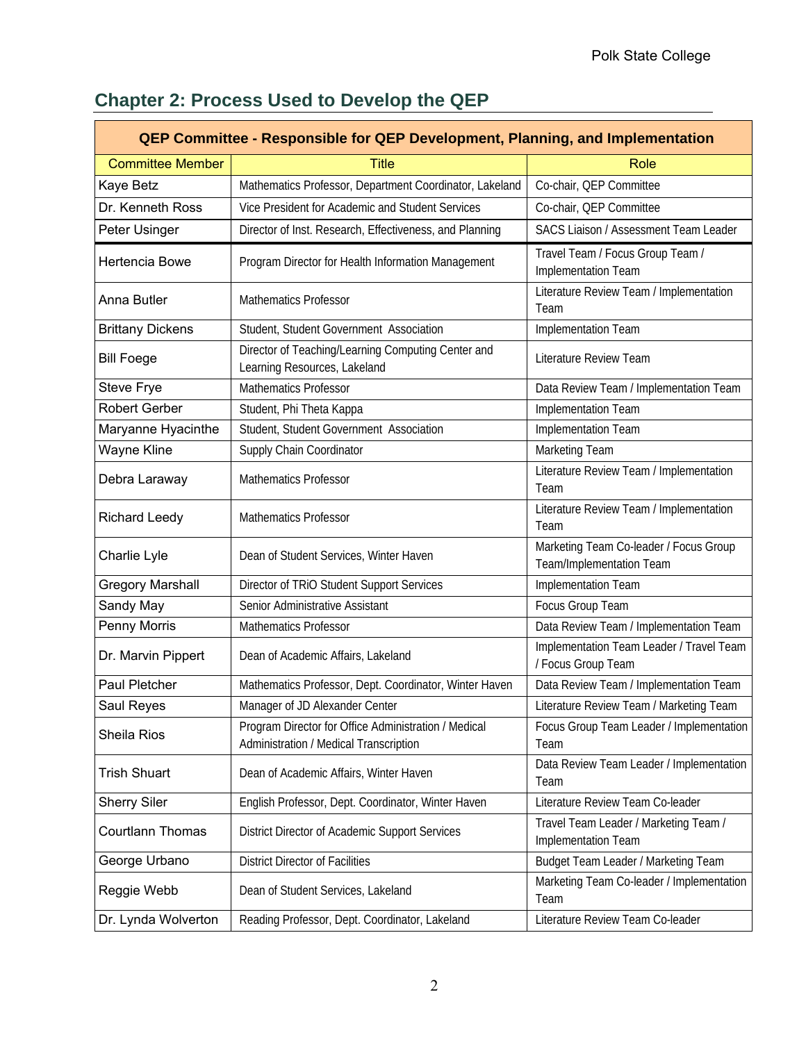## Chapter 2: Process Used to Develop the QEP

| QEP Committee - Responsible for QEP Development, Planning, and Implementation | | |
|---|---|---|
| Committee Member | Title | Role |
| Kaye Betz | Mathematics Professor, Department Coordinator, Lakeland | Co-chair, QEP Committee |
| Dr. Kenneth Ross | Vice President for Academic and Student Services | Co-chair, QEP Committee |
| Peter Usinger | Director of Inst. Research, Effectiveness, and Planning | SACS Liaison / Assessment Team Leader |
| Hertencia Bowe | Program Director for Health Information Management | Travel Team / Focus Group Team / Implementation Team |
| Anna Butler | Mathematics Professor | Literature Review Team / Implementation Team |
| Brittany Dickens | Student, Student Government Association | Implementation Team |
| Bill Foege | Director of Teaching/Learning Computing Center and Learning Resources, Lakeland | Literature Review Team |
| Steve Frye | Mathematics Professor | Data Review Team / Implementation Team |
| Robert Gerber | Student, Phi Theta Kappa | Implementation Team |
| Maryanne Hyacinthe | Student, Student Government Association | Implementation Team |
| Wayne Kline | Supply Chain Coordinator | Marketing Team |
| Debra Laraway | Mathematics Professor | Literature Review Team / Implementation Team |
| Richard Leedy | Mathematics Professor | Literature Review Team / Implementation Team |
| Charlie Lyle | Dean of Student Services, Winter Haven | Marketing Team Co-leader / Focus Group Team/Implementation Team |
| Gregory Marshall | Director of TRiO Student Support Services | Implementation Team |
| Sandy May | Senior Administrative Assistant | Focus Group Team |
| Penny Morris | Mathematics Professor | Data Review Team / Implementation Team |
| Dr. Marvin Pippert | Dean of Academic Affairs, Lakeland | Implementation Team Leader / Travel Team / Focus Group Team |
| Paul Pletcher | Mathematics Professor, Dept. Coordinator, Winter Haven | Data Review Team / Implementation Team |
| Saul Reyes | Manager of JD Alexander Center | Literature Review Team / Marketing Team |
| Sheila Rios | Program Director for Office Administration / Medical Administration / Medical Transcription | Focus Group Team Leader / Implementation Team |
| Trish Shuart | Dean of Academic Affairs, Winter Haven | Data Review Team Leader / Implementation Team |
| Sherry Siler | English Professor, Dept. Coordinator, Winter Haven | Literature Review Team Co-leader |
| Courtlann Thomas | District Director of Academic Support Services | Travel Team Leader / Marketing Team / Implementation Team |
| George Urbano | District Director of Facilities | Budget Team Leader / Marketing Team |
| Reggie Webb | Dean of Student Services, Lakeland | Marketing Team Co-leader / Implementation Team |
| Dr. Lynda Wolverton | Reading Professor, Dept. Coordinator, Lakeland | Literature Review Team Co-leader |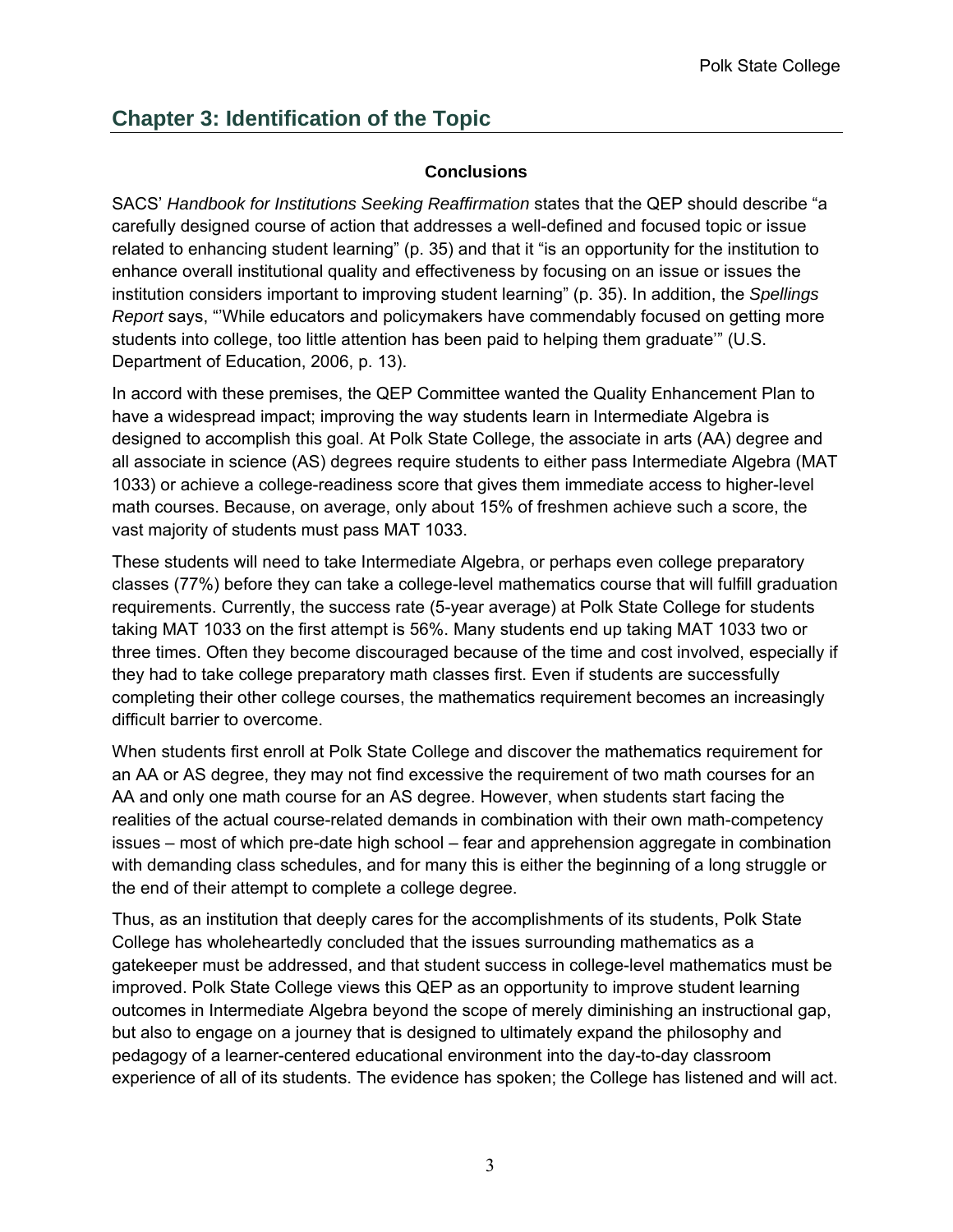## Chapter 3: Identification of the Topic

### Conclusions

SACS' *Handbook for Institutions Seeking Reaffirmation* states that the QEP should describe "a carefully designed course of action that addresses a well-defined and focused topic or issue related to enhancing student learning" (p. 35) and that it "is an opportunity for the institution to enhance overall institutional quality and effectiveness by focusing on an issue or issues the institution considers important to improving student learning" (p. 35). In addition, the *Spellings Report* says, "'While educators and policymakers have commendably focused on getting more students into college, too little attention has been paid to helping them graduate'" (U.S. Department of Education, 2006, p. 13).

In accord with these premises, the QEP Committee wanted the Quality Enhancement Plan to have a widespread impact; improving the way students learn in Intermediate Algebra is designed to accomplish this goal. At Polk State College, the associate in arts (AA) degree and all associate in science (AS) degrees require students to either pass Intermediate Algebra (MAT 1033) or achieve a college-readiness score that gives them immediate access to higher-level math courses. Because, on average, only about 15% of freshmen achieve such a score, the vast majority of students must pass MAT 1033.

These students will need to take Intermediate Algebra, or perhaps even college preparatory classes (77%) before they can take a college-level mathematics course that will fulfill graduation requirements. Currently, the success rate (5-year average) at Polk State College for students taking MAT 1033 on the first attempt is 56%. Many students end up taking MAT 1033 two or three times. Often they become discouraged because of the time and cost involved, especially if they had to take college preparatory math classes first. Even if students are successfully completing their other college courses, the mathematics requirement becomes an increasingly difficult barrier to overcome.

When students first enroll at Polk State College and discover the mathematics requirement for an AA or AS degree, they may not find excessive the requirement of two math courses for an AA and only one math course for an AS degree. However, when students start facing the realities of the actual course-related demands in combination with their own math-competency issues – most of which pre-date high school – fear and apprehension aggregate in combination with demanding class schedules, and for many this is either the beginning of a long struggle or the end of their attempt to complete a college degree.

Thus, as an institution that deeply cares for the accomplishments of its students, Polk State College has wholeheartedly concluded that the issues surrounding mathematics as a gatekeeper must be addressed, and that student success in college-level mathematics must be improved. Polk State College views this QEP as an opportunity to improve student learning outcomes in Intermediate Algebra beyond the scope of merely diminishing an instructional gap, but also to engage on a journey that is designed to ultimately expand the philosophy and pedagogy of a learner-centered educational environment into the day-to-day classroom experience of all of its students. The evidence has spoken; the College has listened and will act.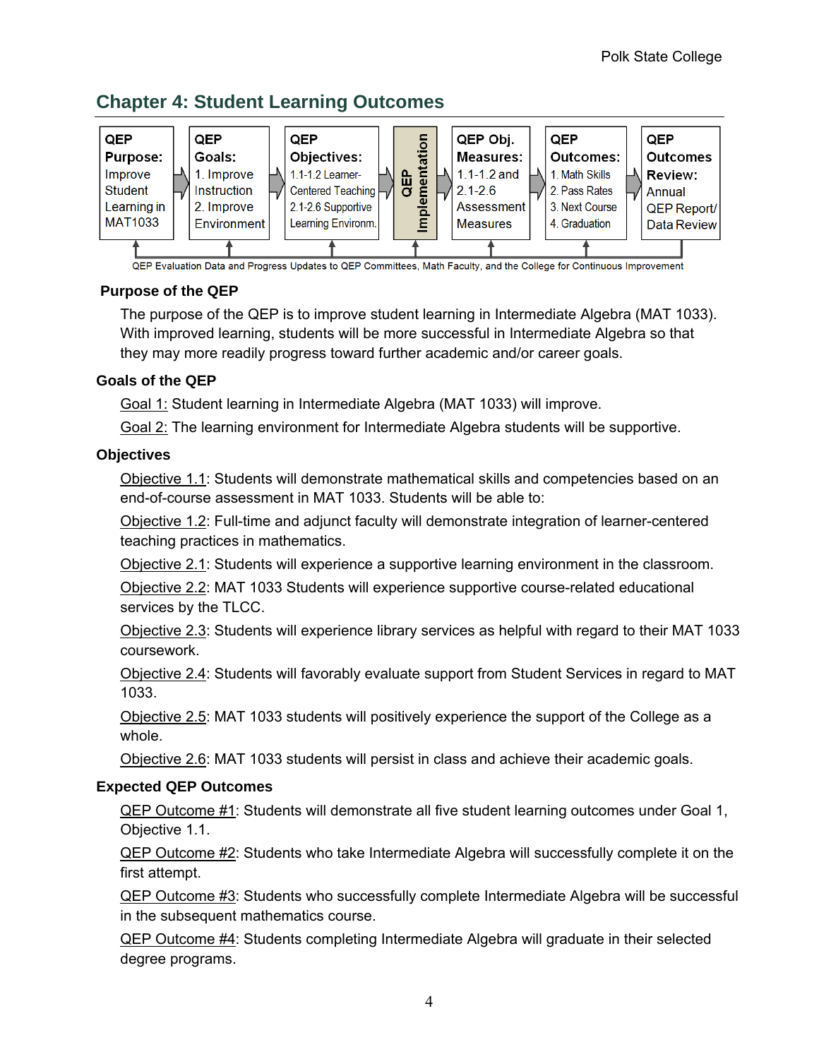# Chapter 4: Student Learning Outcomes

| QEP Purpose: | QEP Goals: | QEP Objectives: | QEP Implementation | QEP Obj. Measures: | QEP Outcomes: | QEP Outcomes Review: |
|---|---|---|---|---|---|---|
| Improve Student Learning in MAT1033 | 1. Improve Instruction 2. Improve Environment | 1.1-1.2 Learner-Centered Teaching 2.1-2.6 Supportive Learning Environm. | | 1.1-1.2 and 2.1-2.6 Assessment Measures | 1. Math Skills 2. Pass Rates 3. Next Course 4. Graduation | Annual QEP Report/ Data Review |

QEP Evaluation Data and Progress Updates to QEP Committees, Math Faculty, and the College for Continuous Improvement

### Purpose of the QEP

The purpose of the QEP is to improve student learning in Intermediate Algebra (MAT 1033). With improved learning, students will be more successful in Intermediate Algebra so that they may more readily progress toward further academic and/or career goals.

### Goals of the QEP

Goal 1: Student learning in Intermediate Algebra (MAT 1033) will improve.

Goal 2: The learning environment for Intermediate Algebra students will be supportive.

### Objectives

Objective 1.1: Students will demonstrate mathematical skills and competencies based on an end-of-course assessment in MAT 1033. Students will be able to:

Objective 1.2: Full-time and adjunct faculty will demonstrate integration of learner-centered teaching practices in mathematics.

Objective 2.1: Students will experience a supportive learning environment in the classroom.

Objective 2.2: MAT 1033 Students will experience supportive course-related educational services by the TLCC.

Objective 2.3: Students will experience library services as helpful with regard to their MAT 1033 coursework.

Objective 2.4: Students will favorably evaluate support from Student Services in regard to MAT 1033.

Objective 2.5: MAT 1033 students will positively experience the support of the College as a whole.

Objective 2.6: MAT 1033 students will persist in class and achieve their academic goals.

### Expected QEP Outcomes

QEP Outcome #1: Students will demonstrate all five student learning outcomes under Goal 1, Objective 1.1.

QEP Outcome #2: Students who take Intermediate Algebra will successfully complete it on the first attempt.

QEP Outcome #3: Students who successfully complete Intermediate Algebra will be successful in the subsequent mathematics course.

QEP Outcome #4: Students completing Intermediate Algebra will graduate in their selected degree programs.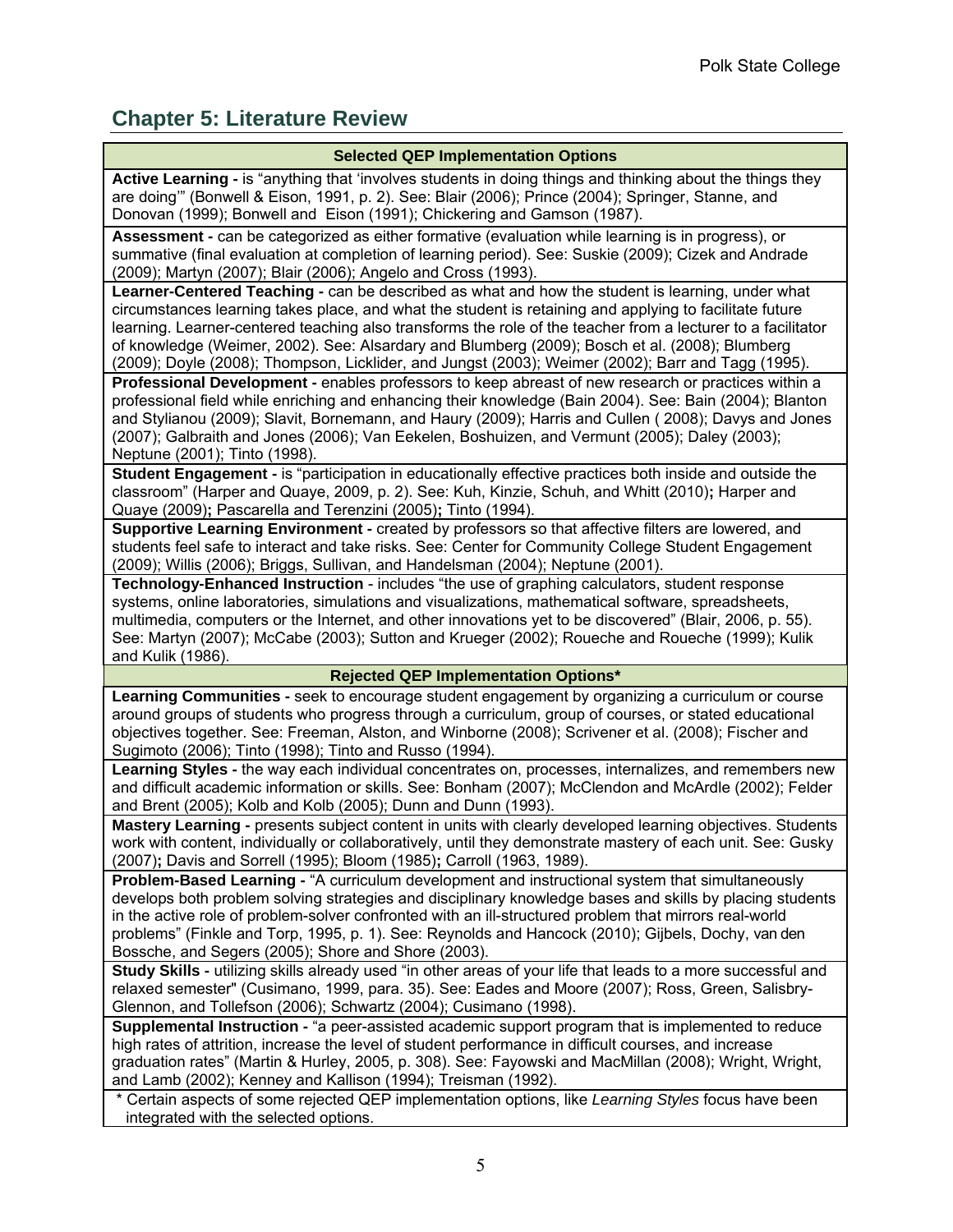## Chapter 5: Literature Review

| Selected QEP Implementation Options |
|---|
| **Active Learning -** is "anything that 'involves students in doing things and thinking about the things they are doing'" (Bonwell & Eison, 1991, p. 2). See: Blair (2006); Prince (2004); Springer, Stanne, and Donovan (1999); Bonwell and Eison (1991); Chickering and Gamson (1987). |
| **Assessment -** can be categorized as either formative (evaluation while learning is in progress), or summative (final evaluation at completion of learning period). See: Suskie (2009); Cizek and Andrade (2009); Martyn (2007); Blair (2006); Angelo and Cross (1993). |
| **Learner-Centered Teaching -** can be described as what and how the student is learning, under what circumstances learning takes place, and what the student is retaining and applying to facilitate future learning. Learner-centered teaching also transforms the role of the teacher from a lecturer to a facilitator of knowledge (Weimer, 2002). See: Alsardary and Blumberg (2009); Bosch et al. (2008); Blumberg (2009); Doyle (2008); Thompson, Licklider, and Jungst (2003); Weimer (2002); Barr and Tagg (1995). |
| **Professional Development -** enables professors to keep abreast of new research or practices within a professional field while enriching and enhancing their knowledge (Bain 2004). See: Bain (2004); Blanton and Stylianou (2009); Slavit, Bornemann, and Haury (2009); Harris and Cullen ( 2008); Davys and Jones (2007); Galbraith and Jones (2006); Van Eekelen, Boshuizen, and Vermunt (2005); Daley (2003); Neptune (2001); Tinto (1998). |
| **Student Engagement -** is "participation in educationally effective practices both inside and outside the classroom" (Harper and Quaye, 2009, p. 2). See: Kuh, Kinzie, Schuh, and Whitt (2010); Harper and Quaye (2009); Pascarella and Terenzini (2005); Tinto (1994). |
| **Supportive Learning Environment -** created by professors so that affective filters are lowered, and students feel safe to interact and take risks. See: Center for Community College Student Engagement (2009); Willis (2006); Briggs, Sullivan, and Handelsman (2004); Neptune (2001). |
| **Technology-Enhanced Instruction** - includes "the use of graphing calculators, student response systems, online laboratories, simulations and visualizations, mathematical software, spreadsheets, multimedia, computers or the Internet, and other innovations yet to be discovered" (Blair, 2006, p. 55). See: Martyn (2007); McCabe (2003); Sutton and Krueger (2002); Roueche and Roueche (1999); Kulik and Kulik (1986). |
| **Rejected QEP Implementation Options*** |
| **Learning Communities -** seek to encourage student engagement by organizing a curriculum or course around groups of students who progress through a curriculum, group of courses, or stated educational objectives together. See: Freeman, Alston, and Winborne (2008); Scrivener et al. (2008); Fischer and Sugimoto (2006); Tinto (1998); Tinto and Russo (1994). |
| **Learning Styles -** the way each individual concentrates on, processes, internalizes, and remembers new and difficult academic information or skills. See: Bonham (2007); McClendon and McArdle (2002); Felder and Brent (2005); Kolb and Kolb (2005); Dunn and Dunn (1993). |
| **Mastery Learning -** presents subject content in units with clearly developed learning objectives. Students work with content, individually or collaboratively, until they demonstrate mastery of each unit. See: Gusky (2007); Davis and Sorrell (1995); Bloom (1985); Carroll (1963, 1989). |
| **Problem-Based Learning -** "A curriculum development and instructional system that simultaneously develops both problem solving strategies and disciplinary knowledge bases and skills by placing students in the active role of problem-solver confronted with an ill-structured problem that mirrors real-world problems" (Finkle and Torp, 1995, p. 1). See: Reynolds and Hancock (2010); Gijbels, Dochy, van den Bossche, and Segers (2005); Shore and Shore (2003). |
| **Study Skills -** utilizing skills already used "in other areas of your life that leads to a more successful and relaxed semester" (Cusimano, 1999, para. 35). See: Eades and Moore (2007); Ross, Green, Salisbry-Glennon, and Tollefson (2006); Schwartz (2004); Cusimano (1998). |
| **Supplemental Instruction -** "a peer-assisted academic support program that is implemented to reduce high rates of attrition, increase the level of student performance in difficult courses, and increase graduation rates" (Martin & Hurley, 2005, p. 308). See: Fayowski and MacMillan (2008); Wright, Wright, and Lamb (2002); Kenney and Kallison (1994); Treisman (1992). |
| * Certain aspects of some rejected QEP implementation options, like *Learning Styles* focus have been integrated with the selected options. |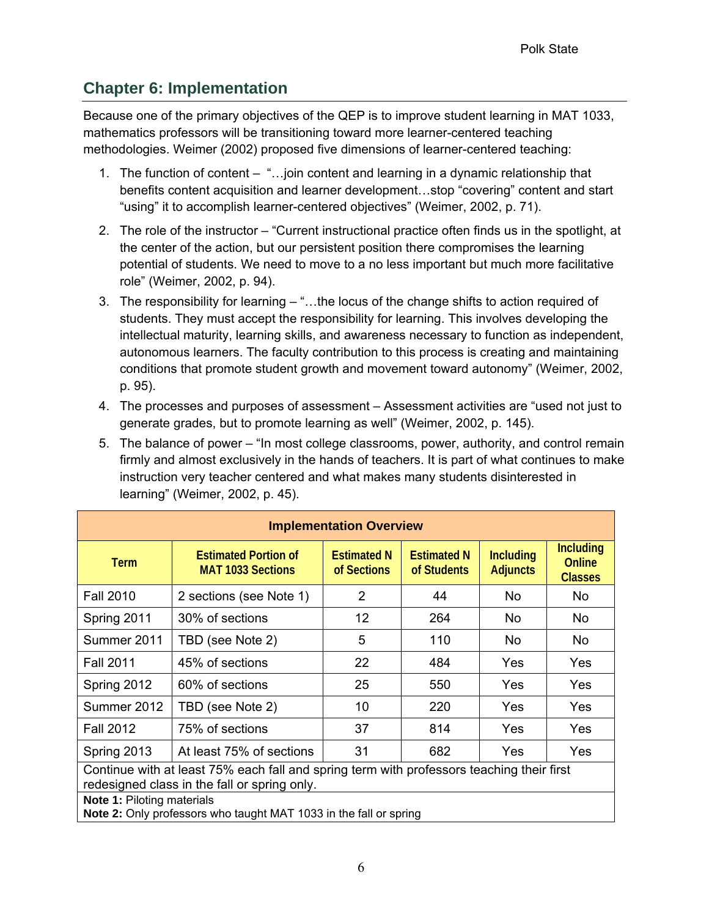## Chapter 6: Implementation

Because one of the primary objectives of the QEP is to improve student learning in MAT 1033, mathematics professors will be transitioning toward more learner-centered teaching methodologies. Weimer (2002) proposed five dimensions of learner-centered teaching:

1. The function of content – "…join content and learning in a dynamic relationship that benefits content acquisition and learner development…stop "covering" content and start "using" it to accomplish learner-centered objectives" (Weimer, 2002, p. 71).
2. The role of the instructor – "Current instructional practice often finds us in the spotlight, at the center of the action, but our persistent position there compromises the learning potential of students. We need to move to a no less important but much more facilitative role" (Weimer, 2002, p. 94).
3. The responsibility for learning – "…the locus of the change shifts to action required of students. They must accept the responsibility for learning. This involves developing the intellectual maturity, learning skills, and awareness necessary to function as independent, autonomous learners. The faculty contribution to this process is creating and maintaining conditions that promote student growth and movement toward autonomy" (Weimer, 2002, p. 95).
4. The processes and purposes of assessment – Assessment activities are "used not just to generate grades, but to promote learning as well" (Weimer, 2002, p. 145).
5. The balance of power – "In most college classrooms, power, authority, and control remain firmly and almost exclusively in the hands of teachers. It is part of what continues to make instruction very teacher centered and what makes many students disinterested in learning" (Weimer, 2002, p. 45).

| **Implementation Overview** | | | | | |
|---|---|---|---|---|---|
| **Term** | **Estimated Portion of MAT 1033 Sections** | **Estimated N of Sections** | **Estimated N of Students** | **Including Adjuncts** | **Including Online Classes** |
| Fall 2010 | 2 sections (see Note 1) | 2 | 44 | No | No |
| Spring 2011 | 30% of sections | 12 | 264 | No | No |
| Summer 2011 | TBD (see Note 2) | 5 | 110 | No | No |
| Fall 2011 | 45% of sections | 22 | 484 | Yes | Yes |
| Spring 2012 | 60% of sections | 25 | 550 | Yes | Yes |
| Summer 2012 | TBD (see Note 2) | 10 | 220 | Yes | Yes |
| Fall 2012 | 75% of sections | 37 | 814 | Yes | Yes |
| Spring 2013 | At least 75% of sections | 31 | 682 | Yes | Yes |
| Continue with at least 75% each fall and spring term with professors teaching their first redesigned class in the fall or spring only. | | | | | |
| **Note 1:** Piloting materials<br>**Note 2:** Only professors who taught MAT 1033 in the fall or spring | | | | | |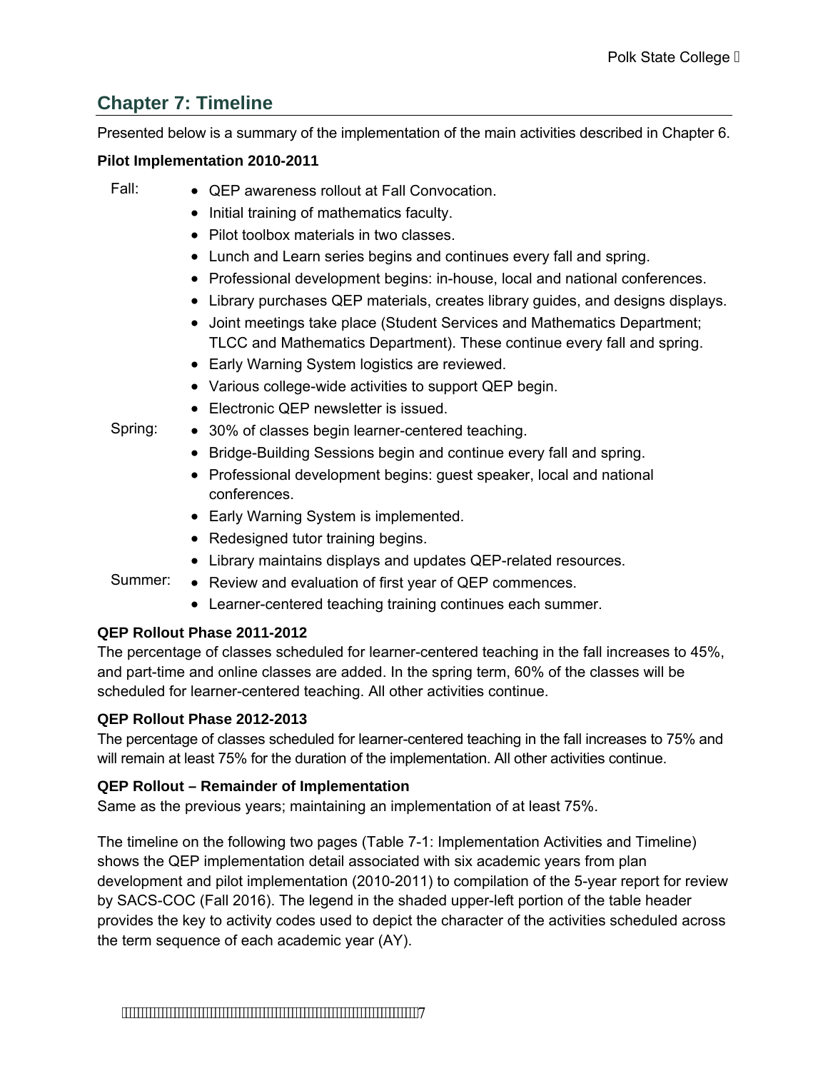## Chapter 7: Timeline

Presented below is a summary of the implementation of the main activities described in Chapter 6.

**Pilot Implementation 2010-2011**

Fall:

- QEP awareness rollout at Fall Convocation.
- Initial training of mathematics faculty.
- Pilot toolbox materials in two classes.
- Lunch and Learn series begins and continues every fall and spring.
- Professional development begins: in-house, local and national conferences.
- Library purchases QEP materials, creates library guides, and designs displays.
- Joint meetings take place (Student Services and Mathematics Department; TLCC and Mathematics Department). These continue every fall and spring.
- Early Warning System logistics are reviewed.
- Various college-wide activities to support QEP begin.
- Electronic QEP newsletter is issued.

Spring:

- 30% of classes begin learner-centered teaching.
- Bridge-Building Sessions begin and continue every fall and spring.
- Professional development begins: guest speaker, local and national conferences.
- Early Warning System is implemented.
- Redesigned tutor training begins.
- Library maintains displays and updates QEP-related resources.

Summer:

- Review and evaluation of first year of QEP commences.
- Learner-centered teaching training continues each summer.

**QEP Rollout Phase 2011-2012**

The percentage of classes scheduled for learner-centered teaching in the fall increases to 45%, and part-time and online classes are added. In the spring term, 60% of the classes will be scheduled for learner-centered teaching. All other activities continue.

**QEP Rollout Phase 2012-2013**

The percentage of classes scheduled for learner-centered teaching in the fall increases to 75% and will remain at least 75% for the duration of the implementation. All other activities continue.

**QEP Rollout – Remainder of Implementation**

Same as the previous years; maintaining an implementation of at least 75%.

The timeline on the following two pages (Table 7-1: Implementation Activities and Timeline) shows the QEP implementation detail associated with six academic years from plan development and pilot implementation (2010-2011) to compilation of the 5-year report for review by SACS-COC (Fall 2016). The legend in the shaded upper-left portion of the table header provides the key to activity codes used to depict the character of the activities scheduled across the term sequence of each academic year (AY).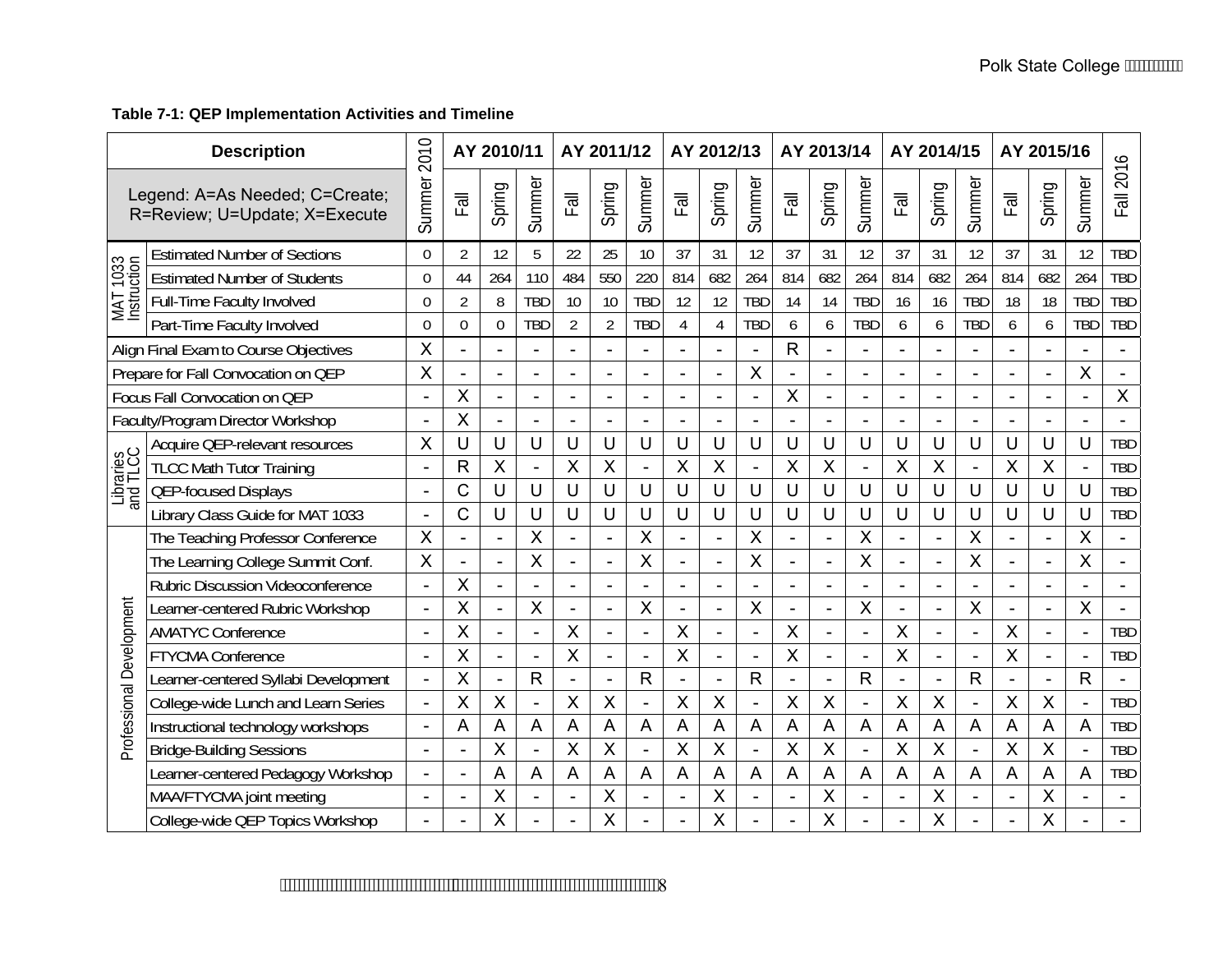**Table 7-1: QEP Implementation Activities and Timeline**

| Description | | Summer 2010 | AY 2010/11 | | | AY 2011/12 | | | AY 2012/13 | | | AY 2013/14 | | | AY 2014/15 | | | AY 2015/16 | | | Fall 2016 |
|---|---|---|---|---|---|---|---|---|---|---|---|---|---|---|---|---|---|---|---|---|---|
| Legend: A=As Needed; C=Create; R=Review; U=Update; X=Execute | | | Fall | Spring | Summer | Fall | Spring | Summer | Fall | Spring | Summer | Fall | Spring | Summer | Fall | Spring | Summer | Fall | Spring | Summer | |
| MAT 1033 Instruction | Estimated Number of Sections | 0 | 2 | 12 | 5 | 22 | 25 | 10 | 37 | 31 | 12 | 37 | 31 | 12 | 37 | 31 | 12 | 37 | 31 | 12 | TBD |
| | Estimated Number of Students | 0 | 44 | 264 | 110 | 484 | 550 | 220 | 814 | 682 | 264 | 814 | 682 | 264 | 814 | 682 | 264 | 814 | 682 | 264 | TBD |
| | Full-Time Faculty Involved | 0 | 2 | 8 | TBD | 10 | 10 | TBD | 12 | 12 | TBD | 14 | 14 | TBD | 16 | 16 | TBD | 18 | 18 | TBD | TBD |
| | Part-Time Faculty Involved | 0 | 0 | 0 | TBD | 2 | 2 | TBD | 4 | 4 | TBD | 6 | 6 | TBD | 6 | 6 | TBD | 6 | 6 | TBD | TBD |
| Align Final Exam to Course Objectives | | X | - | - | - | - | - | - | - | - | - | R | - | - | - | - | - | - | - | - | - |
| Prepare for Fall Convocation on QEP | | X | - | - | - | - | - | - | - | - | X | - | - | - | - | - | - | - | - | X | - |
| Focus Fall Convocation on QEP | | - | X | - | - | - | - | - | - | - | - | X | - | - | - | - | - | - | - | - | X |
| Faculty/Program Director Workshop | | - | X | - | - | - | - | - | - | - | - | - | - | - | - | - | - | - | - | - | - |
| Libraries and TLCC | Acquire QEP-relevant resources | X | U | U | U | U | U | U | U | U | U | U | U | U | U | U | U | U | U | U | TBD |
| | TLCC Math Tutor Training | - | R | X | - | X | X | - | X | X | - | X | X | - | X | X | - | X | X | - | TBD |
| | QEP-focused Displays | - | C | U | U | U | U | U | U | U | U | U | U | U | U | U | U | U | U | U | TBD |
| | Library Class Guide for MAT 1033 | - | C | U | U | U | U | U | U | U | U | U | U | U | U | U | U | U | U | U | TBD |
| Professional Development | The Teaching Professor Conference | X | - | - | X | - | - | X | - | - | X | - | - | X | - | - | X | - | - | X | - |
| | The Learning College Summit Conf. | X | - | - | X | - | - | X | - | - | X | - | - | X | - | - | X | - | - | X | - |
| | Rubric Discussion Videoconference | - | X | - | - | - | - | - | - | - | - | - | - | - | - | - | - | - | - | - | - |
| | Learner-centered Rubric Workshop | - | X | - | X | - | - | X | - | - | X | - | - | X | - | - | X | - | - | X | - |
| | AMATYC Conference | - | X | - | - | X | - | - | X | - | - | X | - | - | X | - | - | X | - | - | TBD |
| | FTYCMA Conference | - | X | - | - | X | - | - | X | - | - | X | - | - | X | - | - | X | - | - | TBD |
| | Learner-centered Syllabi Development | - | X | - | R | - | - | R | - | - | R | - | - | R | - | - | R | - | - | R | - |
| | College-wide Lunch and Learn Series | - | X | X | - | X | X | - | X | X | - | X | X | - | X | X | - | X | X | - | TBD |
| | Instructional technology workshops | - | A | A | A | A | A | A | A | A | A | A | A | A | A | A | A | A | A | A | TBD |
| | Bridge-Building Sessions | - | - | X | - | X | X | - | X | X | - | X | X | - | X | X | - | X | X | - | TBD |
| | Learner-centered Pedagogy Workshop | - | - | A | A | A | A | A | A | A | A | A | A | A | A | A | A | A | A | A | TBD |
| | MAA/FTYCMA joint meeting | - | - | X | - | - | X | - | - | X | - | - | X | - | - | X | - | - | X | - | - |
| | College-wide QEP Topics Workshop | - | - | X | - | - | X | - | - | X | - | - | X | - | - | X | - | - | X | - | - |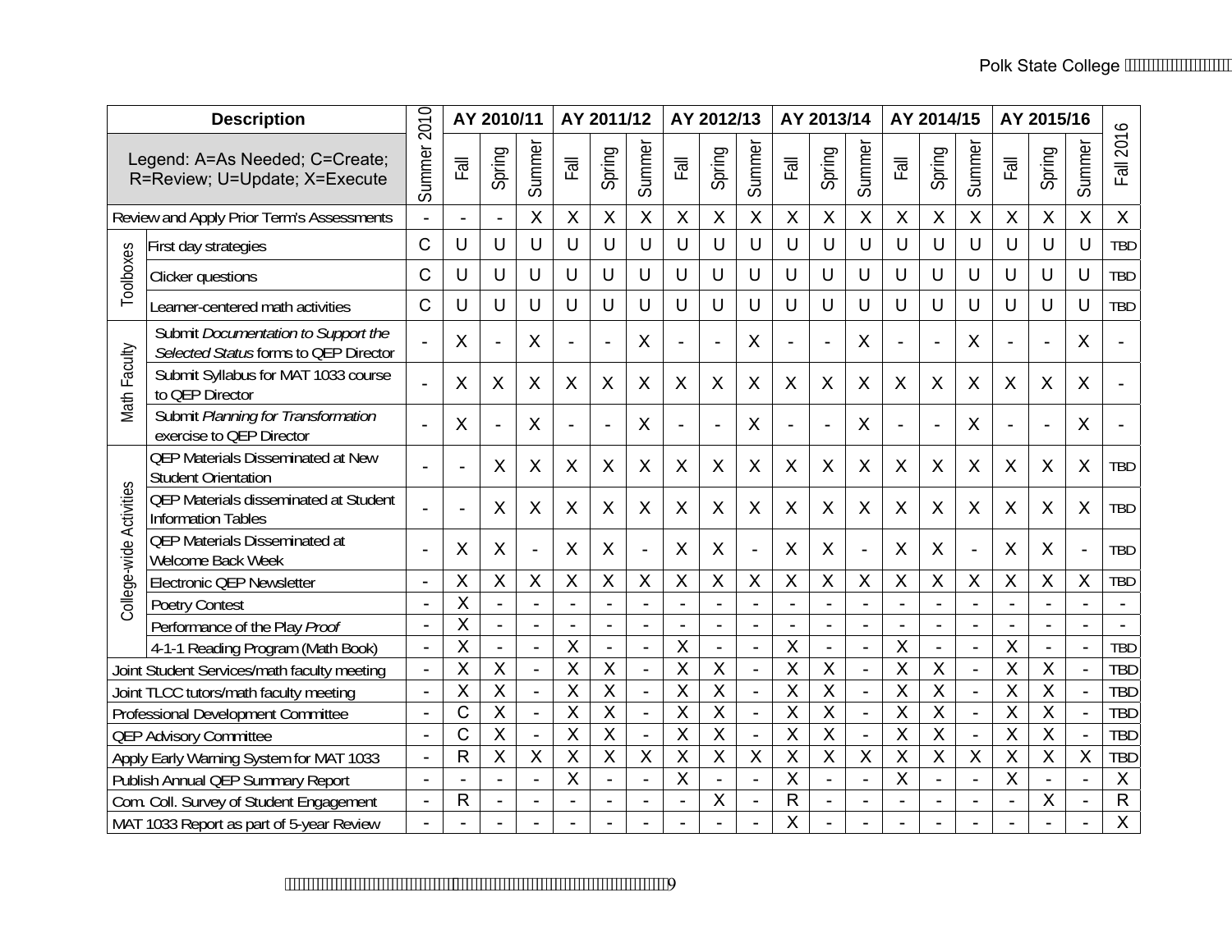| Description | | Summer 2010 | AY 2010/11 | | | AY 2011/12 | | | AY 2012/13 | | | AY 2013/14 | | | AY 2014/15 | | | AY 2015/16 | | | Fall 2016 |
|---|---|---|---|---|---|---|---|---|---|---|---|---|---|---|---|---|---|---|---|---|---|
| Legend: A=As Needed; C=Create; R=Review; U=Update; X=Execute | | | Fall | Spring | Summer | Fall | Spring | Summer | Fall | Spring | Summer | Fall | Spring | Summer | Fall | Spring | Summer | Fall | Spring | Summer | |
| Review and Apply Prior Term's Assessments | | - | - | - | X | X | X | X | X | X | X | X | X | X | X | X | X | X | X | X | X |
| Toolboxes | First day strategies | C | U | U | U | U | U | U | U | U | U | U | U | U | U | U | U | U | U | U | TBD |
| | Clicker questions | C | U | U | U | U | U | U | U | U | U | U | U | U | U | U | U | U | U | U | TBD |
| | Learner-centered math activities | C | U | U | U | U | U | U | U | U | U | U | U | U | U | U | U | U | U | U | TBD |
| Math Faculty | Submit *Documentation to Support the Selected Status* forms to QEP Director | - | X | - | X | - | - | X | - | - | X | - | - | X | - | - | X | - | - | X | - |
| | Submit Syllabus for MAT 1033 course to QEP Director | - | X | X | X | X | X | X | X | X | X | X | X | X | X | X | X | X | X | X | - |
| | Submit *Planning for Transformation* exercise to QEP Director | - | X | - | X | - | - | X | - | - | X | - | - | X | - | - | X | - | - | X | - |
| College-wide Activities | QEP Materials Disseminated at New Student Orientation | - | - | X | X | X | X | X | X | X | X | X | X | X | X | X | X | X | X | X | TBD |
| | QEP Materials disseminated at Student Information Tables | - | - | X | X | X | X | X | X | X | X | X | X | X | X | X | X | X | X | X | TBD |
| | QEP Materials Disseminated at Welcome Back Week | - | X | X | - | X | X | - | X | X | - | X | X | - | X | X | - | X | X | - | TBD |
| | Electronic QEP Newsletter | - | X | X | X | X | X | X | X | X | X | X | X | X | X | X | X | X | X | X | TBD |
| | Poetry Contest | - | X | - | - | - | - | - | - | - | - | - | - | - | - | - | - | - | - | - | - |
| | Performance of the Play *Proof* | - | X | - | - | - | - | - | - | - | - | - | - | - | - | - | - | - | - | - | - |
| | 4-1-1 Reading Program (Math Book) | - | X | - | - | X | - | - | X | - | - | X | - | - | X | - | - | X | - | - | TBD |
| Joint Student Services/math faculty meeting | | - | X | X | - | X | X | - | X | X | - | X | X | - | X | X | - | X | X | - | TBD |
| Joint TLCC tutors/math faculty meeting | | - | X | X | - | X | X | - | X | X | - | X | X | - | X | X | - | X | X | - | TBD |
| Professional Development Committee | | - | C | X | - | X | X | - | X | X | - | X | X | - | X | X | - | X | X | - | TBD |
| QEP Advisory Committee | | - | C | X | - | X | X | - | X | X | - | X | X | - | X | X | - | X | X | - | TBD |
| Apply Early Warning System for MAT 1033 | | - | R | X | X | X | X | X | X | X | X | X | X | X | X | X | X | X | X | X | TBD |
| Publish Annual QEP Summary Report | | - | - | - | - | X | - | - | X | - | - | X | - | - | X | - | - | X | - | - | X |
| Com. Coll. Survey of Student Engagement | | - | R | - | - | - | - | - | - | X | - | R | - | - | - | - | - | - | X | - | R |
| MAT 1033 Report as part of 5-year Review | | - | - | - | - | - | - | - | - | - | - | X | - | - | - | - | - | - | - | - | X |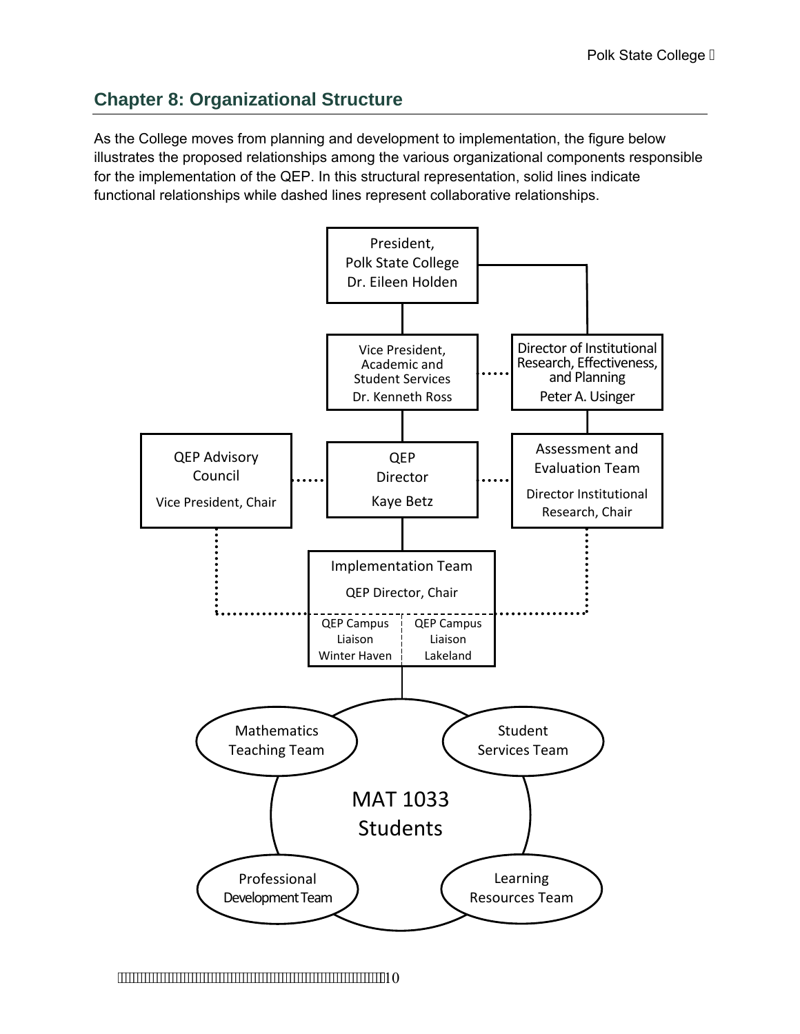## Chapter 8: Organizational Structure

As the College moves from planning and development to implementation, the figure below illustrates the proposed relationships among the various organizational components responsible for the implementation of the QEP. In this structural representation, solid lines indicate functional relationships while dashed lines represent collaborative relationships.

President,
Polk State College
Dr. Eileen Holden

Vice President,
Academic and
Student Services
Dr. Kenneth Ross

Director of Institutional
Research, Effectiveness,
and Planning
Peter A. Usinger

QEP Advisory
Council
Vice President, Chair

QEP
Director
Kaye Betz

Assessment and
Evaluation Team
Director Institutional
Research, Chair

Implementation Team
QEP Director, Chair

QEP Campus
Liaison
Winter Haven

QEP Campus
Liaison
Lakeland

Mathematics
Teaching Team

Student
Services Team

MAT 1033
Students

Professional
Development Team

Learning
Resources Team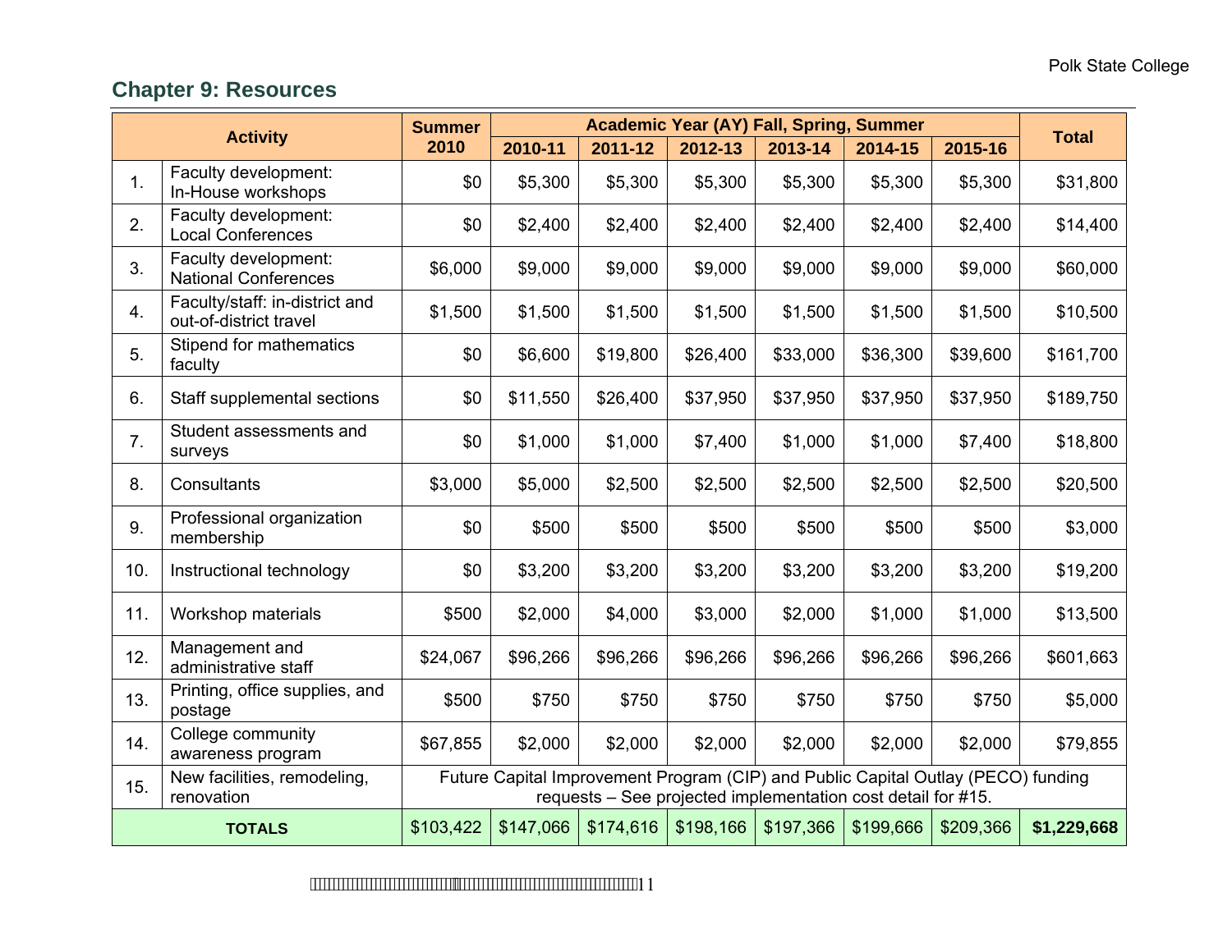## Chapter 9: Resources

| Activity | | Summer 2010 | Academic Year (AY) Fall, Spring, Summer | | | | | | Total |
|---|---|---|---|---|---|---|---|---|---|
| | | | 2010-11 | 2011-12 | 2012-13 | 2013-14 | 2014-15 | 2015-16 | |
| 1. | Faculty development: In-House workshops | $0 | $5,300 | $5,300 | $5,300 | $5,300 | $5,300 | $5,300 | $31,800 |
| 2. | Faculty development: Local Conferences | $0 | $2,400 | $2,400 | $2,400 | $2,400 | $2,400 | $2,400 | $14,400 |
| 3. | Faculty development: National Conferences | $6,000 | $9,000 | $9,000 | $9,000 | $9,000 | $9,000 | $9,000 | $60,000 |
| 4. | Faculty/staff: in-district and out-of-district travel | $1,500 | $1,500 | $1,500 | $1,500 | $1,500 | $1,500 | $1,500 | $10,500 |
| 5. | Stipend for mathematics faculty | $0 | $6,600 | $19,800 | $26,400 | $33,000 | $36,300 | $39,600 | $161,700 |
| 6. | Staff supplemental sections | $0 | $11,550 | $26,400 | $37,950 | $37,950 | $37,950 | $37,950 | $189,750 |
| 7. | Student assessments and surveys | $0 | $1,000 | $1,000 | $7,400 | $1,000 | $1,000 | $7,400 | $18,800 |
| 8. | Consultants | $3,000 | $5,000 | $2,500 | $2,500 | $2,500 | $2,500 | $2,500 | $20,500 |
| 9. | Professional organization membership | $0 | $500 | $500 | $500 | $500 | $500 | $500 | $3,000 |
| 10. | Instructional technology | $0 | $3,200 | $3,200 | $3,200 | $3,200 | $3,200 | $3,200 | $19,200 |
| 11. | Workshop materials | $500 | $2,000 | $4,000 | $3,000 | $2,000 | $1,000 | $1,000 | $13,500 |
| 12. | Management and administrative staff | $24,067 | $96,266 | $96,266 | $96,266 | $96,266 | $96,266 | $96,266 | $601,663 |
| 13. | Printing, office supplies, and postage | $500 | $750 | $750 | $750 | $750 | $750 | $750 | $5,000 |
| 14. | College community awareness program | $67,855 | $2,000 | $2,000 | $2,000 | $2,000 | $2,000 | $2,000 | $79,855 |
| 15. | New facilities, remodeling, renovation | Future Capital Improvement Program (CIP) and Public Capital Outlay (PECO) funding requests – See projected implementation cost detail for #15. | | | | | | | |
| **TOTALS** | | $103,422 | $147,066 | $174,616 | $198,166 | $197,366 | $199,666 | $209,366 | **$1,229,668** |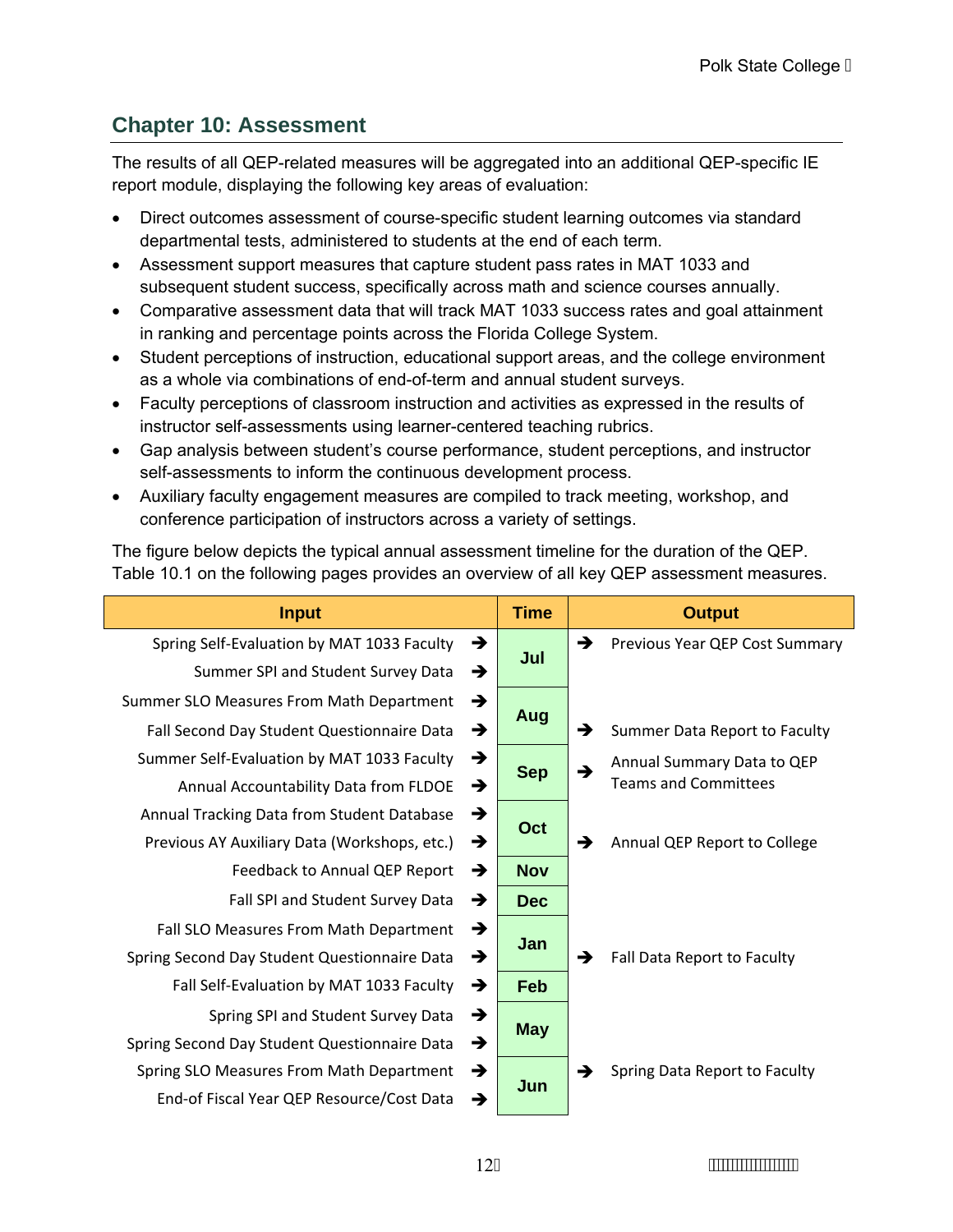## Chapter 10: Assessment

The results of all QEP-related measures will be aggregated into an additional QEP-specific IE report module, displaying the following key areas of evaluation:

- Direct outcomes assessment of course-specific student learning outcomes via standard departmental tests, administered to students at the end of each term.
- Assessment support measures that capture student pass rates in MAT 1033 and subsequent student success, specifically across math and science courses annually.
- Comparative assessment data that will track MAT 1033 success rates and goal attainment in ranking and percentage points across the Florida College System.
- Student perceptions of instruction, educational support areas, and the college environment as a whole via combinations of end-of-term and annual student surveys.
- Faculty perceptions of classroom instruction and activities as expressed in the results of instructor self-assessments using learner-centered teaching rubrics.
- Gap analysis between student's course performance, student perceptions, and instructor self-assessments to inform the continuous development process.
- Auxiliary faculty engagement measures are compiled to track meeting, workshop, and conference participation of instructors across a variety of settings.

The figure below depicts the typical annual assessment timeline for the duration of the QEP. Table 10.1 on the following pages provides an overview of all key QEP assessment measures.

| Input | Time | Output |
|---|---|---|
| Spring Self-Evaluation by MAT 1033 Faculty → <br> Summer SPI and Student Survey Data → | Jul | → Previous Year QEP Cost Summary |
| Summer SLO Measures From Math Department → <br> Fall Second Day Student Questionnaire Data → | Aug | → Summer Data Report to Faculty |
| Summer Self-Evaluation by MAT 1033 Faculty → <br> Annual Accountability Data from FLDOE → | Sep | → Annual Summary Data to QEP Teams and Committees |
| Annual Tracking Data from Student Database → <br> Previous AY Auxiliary Data (Workshops, etc.) → | Oct | → Annual QEP Report to College |
| Feedback to Annual QEP Report → | Nov | |
| Fall SPI and Student Survey Data → | Dec | |
| Fall SLO Measures From Math Department → <br> Spring Second Day Student Questionnaire Data → | Jan | → Fall Data Report to Faculty |
| Fall Self-Evaluation by MAT 1033 Faculty → | Feb | |
| Spring SPI and Student Survey Data → <br> Spring Second Day Student Questionnaire Data → | May | |
| Spring SLO Measures From Math Department → <br> End-of Fiscal Year QEP Resource/Cost Data → | Jun | → Spring Data Report to Faculty |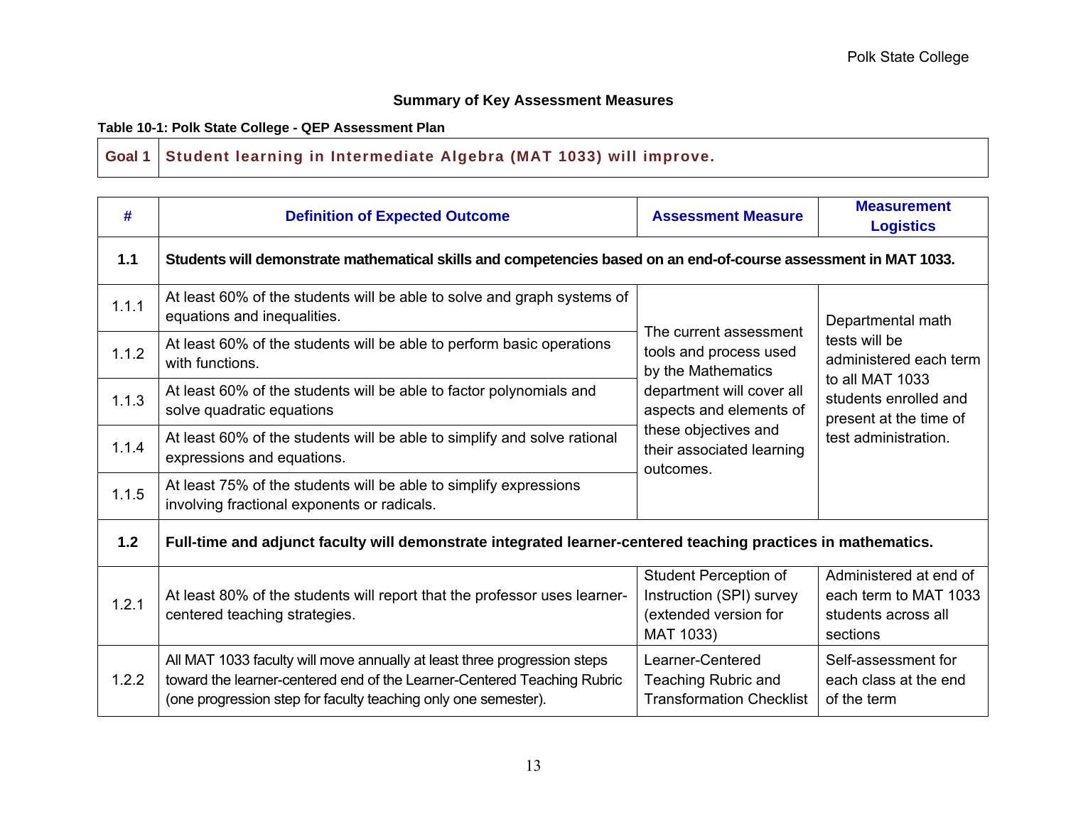## Summary of Key Assessment Measures

**Table 10-1: Polk State College - QEP Assessment Plan**

| Goal 1 | Student learning in Intermediate Algebra (MAT 1033) will improve. |
|---|---|

| # | Definition of Expected Outcome | Assessment Measure | Measurement Logistics |
|---|---|---|---|
| **1.1** | **Students will demonstrate mathematical skills and competencies based on an end-of-course assessment in MAT 1033.** | | |
| 1.1.1 | At least 60% of the students will be able to solve and graph systems of equations and inequalities. | The current assessment tools and process used by the Mathematics department will cover all aspects and elements of these objectives and their associated learning outcomes. | Departmental math tests will be administered each term to all MAT 1033 students enrolled and present at the time of test administration. |
| 1.1.2 | At least 60% of the students will be able to perform basic operations with functions. | | |
| 1.1.3 | At least 60% of the students will be able to factor polynomials and solve quadratic equations | | |
| 1.1.4 | At least 60% of the students will be able to simplify and solve rational expressions and equations. | | |
| 1.1.5 | At least 75% of the students will be able to simplify expressions involving fractional exponents or radicals. | | |
| **1.2** | **Full-time and adjunct faculty will demonstrate integrated learner-centered teaching practices in mathematics.** | | |
| 1.2.1 | At least 80% of the students will report that the professor uses learner-centered teaching strategies. | Student Perception of Instruction (SPI) survey (extended version for MAT 1033) | Administered at end of each term to MAT 1033 students across all sections |
| 1.2.2 | All MAT 1033 faculty will move annually at least three progression steps toward the learner-centered end of the Learner-Centered Teaching Rubric (one progression step for faculty teaching only one semester). | Learner-Centered Teaching Rubric and Transformation Checklist | Self-assessment for each class at the end of the term |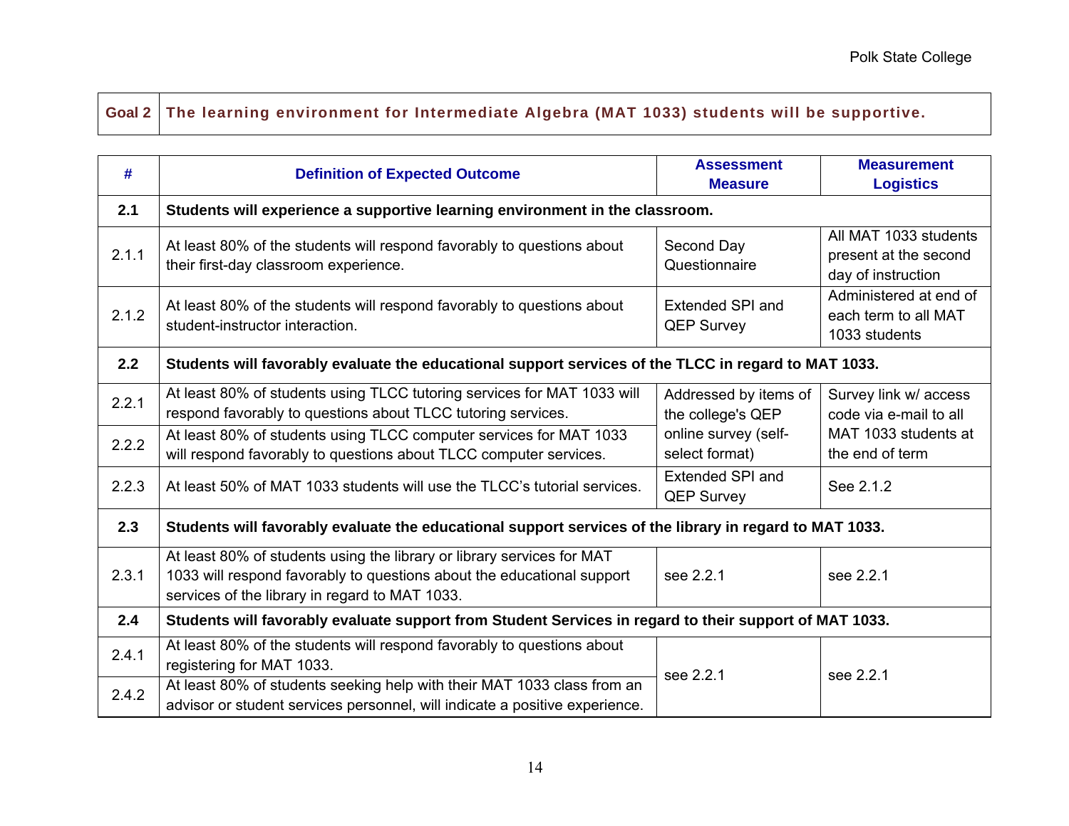| Goal 2 | The learning environment for Intermediate Algebra (MAT 1033) students will be supportive. |
|---|---|

| # | Definition of Expected Outcome | Assessment Measure | Measurement Logistics |
|---|---|---|---|
| **2.1** | **Students will experience a supportive learning environment in the classroom.** | | |
| 2.1.1 | At least 80% of the students will respond favorably to questions about their first-day classroom experience. | Second Day Questionnaire | All MAT 1033 students present at the second day of instruction |
| 2.1.2 | At least 80% of the students will respond favorably to questions about student-instructor interaction. | Extended SPI and QEP Survey | Administered at end of each term to all MAT 1033 students |
| **2.2** | **Students will favorably evaluate the educational support services of the TLCC in regard to MAT 1033.** | | |
| 2.2.1 | At least 80% of students using TLCC tutoring services for MAT 1033 will respond favorably to questions about TLCC tutoring services. | Addressed by items of the college's QEP online survey (self-select format) | Survey link w/ access code via e-mail to all MAT 1033 students at the end of term |
| 2.2.2 | At least 80% of students using TLCC computer services for MAT 1033 will respond favorably to questions about TLCC computer services. | | |
| 2.2.3 | At least 50% of MAT 1033 students will use the TLCC's tutorial services. | Extended SPI and QEP Survey | See 2.1.2 |
| **2.3** | **Students will favorably evaluate the educational support services of the library in regard to MAT 1033.** | | |
| 2.3.1 | At least 80% of students using the library or library services for MAT 1033 will respond favorably to questions about the educational support services of the library in regard to MAT 1033. | see 2.2.1 | see 2.2.1 |
| **2.4** | **Students will favorably evaluate support from Student Services in regard to their support of MAT 1033.** | | |
| 2.4.1 | At least 80% of the students will respond favorably to questions about registering for MAT 1033. | see 2.2.1 | see 2.2.1 |
| 2.4.2 | At least 80% of students seeking help with their MAT 1033 class from an advisor or student services personnel, will indicate a positive experience. | | |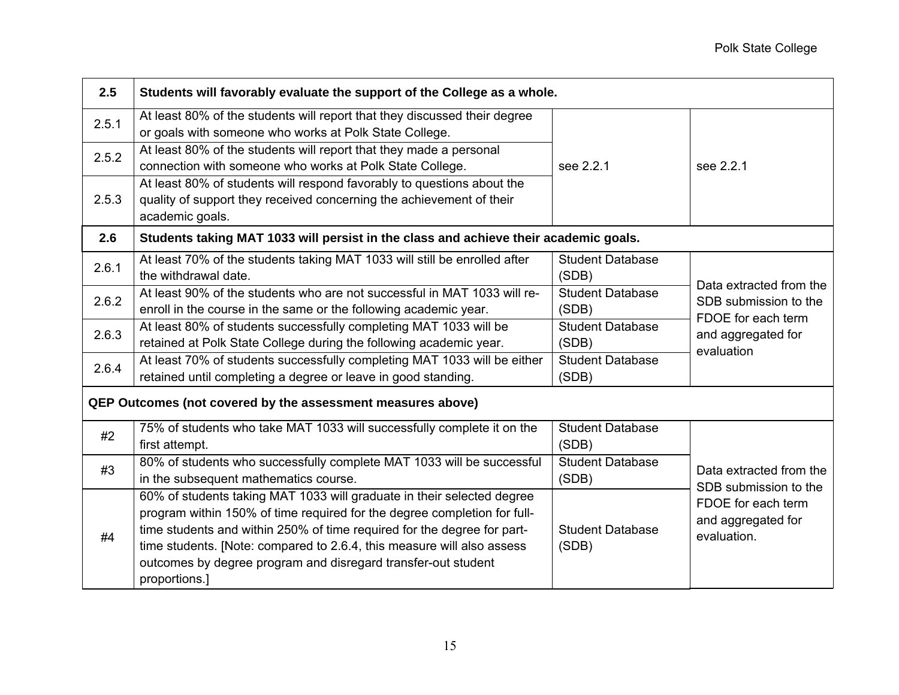| | | | |
|---|---|---|---|
| **2.5** | **Students will favorably evaluate the support of the College as a whole.** | | |
| 2.5.1 | At least 80% of the students will report that they discussed their degree or goals with someone who works at Polk State College. | see 2.2.1 | see 2.2.1 |
| 2.5.2 | At least 80% of the students will report that they made a personal connection with someone who works at Polk State College. | | |
| 2.5.3 | At least 80% of students will respond favorably to questions about the quality of support they received concerning the achievement of their academic goals. | | |
| **2.6** | **Students taking MAT 1033 will persist in the class and achieve their academic goals.** | | |
| 2.6.1 | At least 70% of the students taking MAT 1033 will still be enrolled after the withdrawal date. | Student Database (SDB) | Data extracted from the SDB submission to the FDOE for each term and aggregated for evaluation |
| 2.6.2 | At least 90% of the students who are not successful in MAT 1033 will re-enroll in the course in the same or the following academic year. | Student Database (SDB) | |
| 2.6.3 | At least 80% of students successfully completing MAT 1033 will be retained at Polk State College during the following academic year. | Student Database (SDB) | |
| 2.6.4 | At least 70% of students successfully completing MAT 1033 will be either retained until completing a degree or leave in good standing. | Student Database (SDB) | |
| **QEP Outcomes (not covered by the assessment measures above)** | | | |
| #2 | 75% of students who take MAT 1033 will successfully complete it on the first attempt. | Student Database (SDB) | Data extracted from the SDB submission to the FDOE for each term and aggregated for evaluation. |
| #3 | 80% of students who successfully complete MAT 1033 will be successful in the subsequent mathematics course. | Student Database (SDB) | |
| #4 | 60% of students taking MAT 1033 will graduate in their selected degree program within 150% of time required for the degree completion for full-time students and within 250% of time required for the degree for part-time students. [Note: compared to 2.6.4, this measure will also assess outcomes by degree program and disregard transfer-out student proportions.] | Student Database (SDB) | |